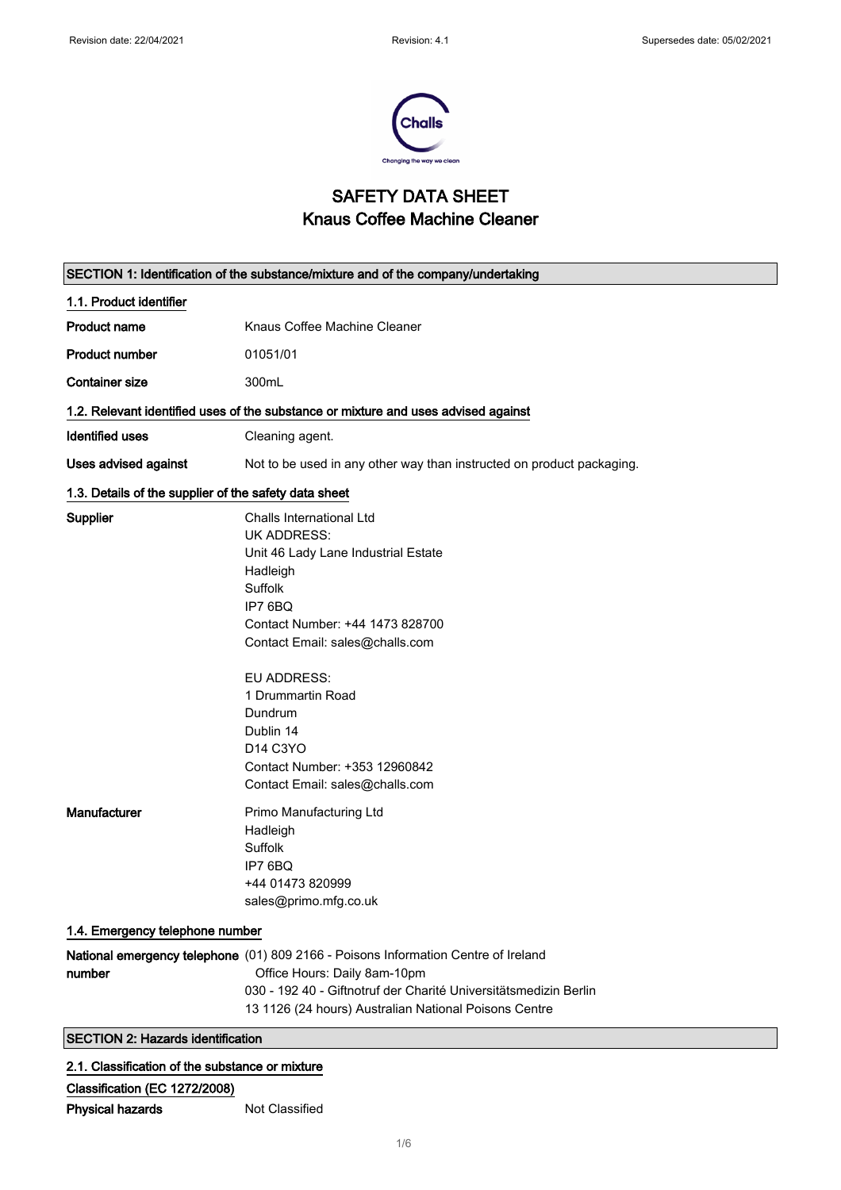# SAFETY DATA SHEET
## Knaus Coffee Machine Cleaner

### SECTION 1: Identification of the substance/mixture and of the company/undertaking

#### 1.1. Product identifier

| | |
|---|---|
| **Product name** | Knaus Coffee Machine Cleaner |
| **Product number** | 01051/01 |
| **Container size** | 300mL |

#### 1.2. Relevant identified uses of the substance or mixture and uses advised against

| | |
|---|---|
| **Identified uses** | Cleaning agent. |
| **Uses advised against** | Not to be used in any other way than instructed on product packaging. |

#### 1.3. Details of the supplier of the safety data sheet

**Supplier**

Challs International Ltd
UK ADDRESS:
Unit 46 Lady Lane Industrial Estate
Hadleigh
Suffolk
IP7 6BQ
Contact Number: +44 1473 828700
Contact Email: sales@challs.com

EU ADDRESS:
1 Drummartin Road
Dundrum
Dublin 14
D14 C3YO
Contact Number: +353 12960842
Contact Email: sales@challs.com

**Manufacturer**

Primo Manufacturing Ltd
Hadleigh
Suffolk
IP7 6BQ
+44 01473 820999
sales@primo.mfg.co.uk

#### 1.4. Emergency telephone number

**National emergency telephone number**

(01) 809 2166 - Poisons Information Centre of Ireland
Office Hours: Daily 8am-10pm
030 - 192 40 - Giftnotruf der Charité Universitätsmedizin Berlin
13 1126 (24 hours) Australian National Poisons Centre

### SECTION 2: Hazards identification

#### 2.1. Classification of the substance or mixture

**Classification (EC 1272/2008)**

| | |
|---|---|
| **Physical hazards** | Not Classified |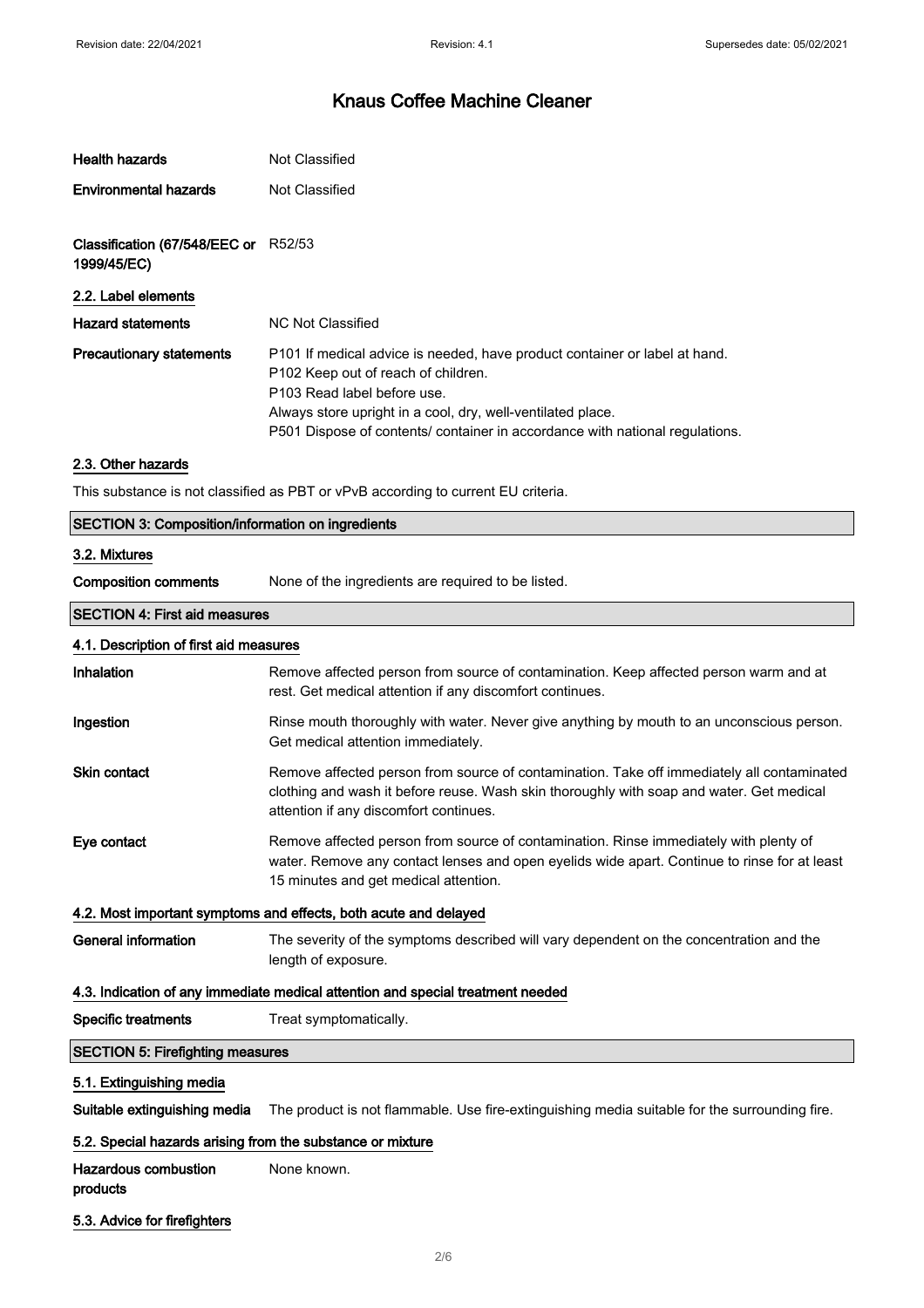| | |
|---|---|
| **Health hazards** | Not Classified |
| **Environmental hazards** | Not Classified |
| **Classification (67/548/EEC or 1999/45/EC)** | R52/53 |

### 2.2. Label elements

| | |
|---|---|
| **Hazard statements** | NC Not Classified |
| **Precautionary statements** | P101 If medical advice is needed, have product container or label at hand.<br>P102 Keep out of reach of children.<br>P103 Read label before use.<br>Always store upright in a cool, dry, well-ventilated place.<br>P501 Dispose of contents/ container in accordance with national regulations. |

### 2.3. Other hazards

This substance is not classified as PBT or vPvB according to current EU criteria.

## SECTION 3: Composition/information on ingredients

### 3.2. Mixtures

| | |
|---|---|
| **Composition comments** | None of the ingredients are required to be listed. |

## SECTION 4: First aid measures

### 4.1. Description of first aid measures

| | |
|---|---|
| **Inhalation** | Remove affected person from source of contamination. Keep affected person warm and at rest. Get medical attention if any discomfort continues. |
| **Ingestion** | Rinse mouth thoroughly with water. Never give anything by mouth to an unconscious person. Get medical attention immediately. |
| **Skin contact** | Remove affected person from source of contamination. Take off immediately all contaminated clothing and wash it before reuse. Wash skin thoroughly with soap and water. Get medical attention if any discomfort continues. |
| **Eye contact** | Remove affected person from source of contamination. Rinse immediately with plenty of water. Remove any contact lenses and open eyelids wide apart. Continue to rinse for at least 15 minutes and get medical attention. |

### 4.2. Most important symptoms and effects, both acute and delayed

| | |
|---|---|
| **General information** | The severity of the symptoms described will vary dependent on the concentration and the length of exposure. |

### 4.3. Indication of any immediate medical attention and special treatment needed

| | |
|---|---|
| **Specific treatments** | Treat symptomatically. |

## SECTION 5: Firefighting measures

### 5.1. Extinguishing media

| | |
|---|---|
| **Suitable extinguishing media** | The product is not flammable. Use fire-extinguishing media suitable for the surrounding fire. |

### 5.2. Special hazards arising from the substance or mixture

| | |
|---|---|
| **Hazardous combustion products** | None known. |

### 5.3. Advice for firefighters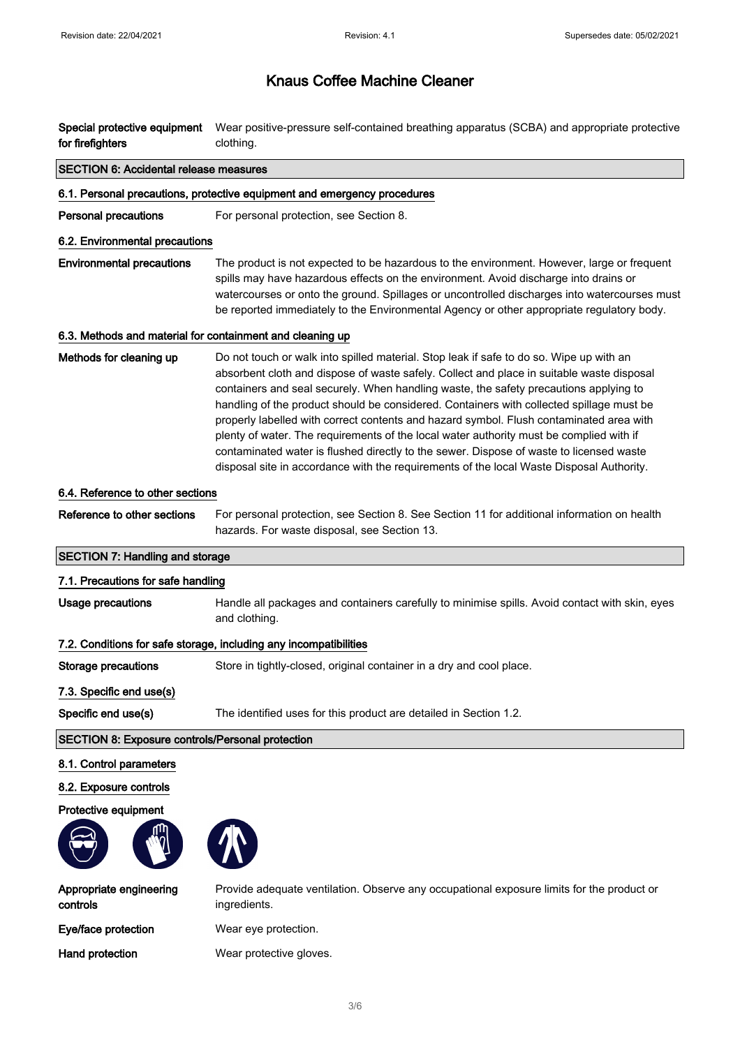**Special protective equipment for firefighters** Wear positive-pressure self-contained breathing apparatus (SCBA) and appropriate protective clothing.

## SECTION 6: Accidental release measures

### 6.1. Personal precautions, protective equipment and emergency procedures

**Personal precautions** For personal protection, see Section 8.

### 6.2. Environmental precautions

**Environmental precautions** The product is not expected to be hazardous to the environment. However, large or frequent spills may have hazardous effects on the environment. Avoid discharge into drains or watercourses or onto the ground. Spillages or uncontrolled discharges into watercourses must be reported immediately to the Environmental Agency or other appropriate regulatory body.

### 6.3. Methods and material for containment and cleaning up

**Methods for cleaning up** Do not touch or walk into spilled material. Stop leak if safe to do so. Wipe up with an absorbent cloth and dispose of waste safely. Collect and place in suitable waste disposal containers and seal securely. When handling waste, the safety precautions applying to handling of the product should be considered. Containers with collected spillage must be properly labelled with correct contents and hazard symbol. Flush contaminated area with plenty of water. The requirements of the local water authority must be complied with if contaminated water is flushed directly to the sewer. Dispose of waste to licensed waste disposal site in accordance with the requirements of the local Waste Disposal Authority.

### 6.4. Reference to other sections

**Reference to other sections** For personal protection, see Section 8. See Section 11 for additional information on health hazards. For waste disposal, see Section 13.

## SECTION 7: Handling and storage

### 7.1. Precautions for safe handling

**Usage precautions** Handle all packages and containers carefully to minimise spills. Avoid contact with skin, eyes and clothing.

### 7.2. Conditions for safe storage, including any incompatibilities

**Storage precautions** Store in tightly-closed, original container in a dry and cool place.

### 7.3. Specific end use(s)

**Specific end use(s)** The identified uses for this product are detailed in Section 1.2.

## SECTION 8: Exposure controls/Personal protection

### 8.1. Control parameters

### 8.2. Exposure controls

**Protective equipment**

**Appropriate engineering controls** Provide adequate ventilation. Observe any occupational exposure limits for the product or ingredients.

**Eye/face protection** Wear eye protection.

**Hand protection** Wear protective gloves.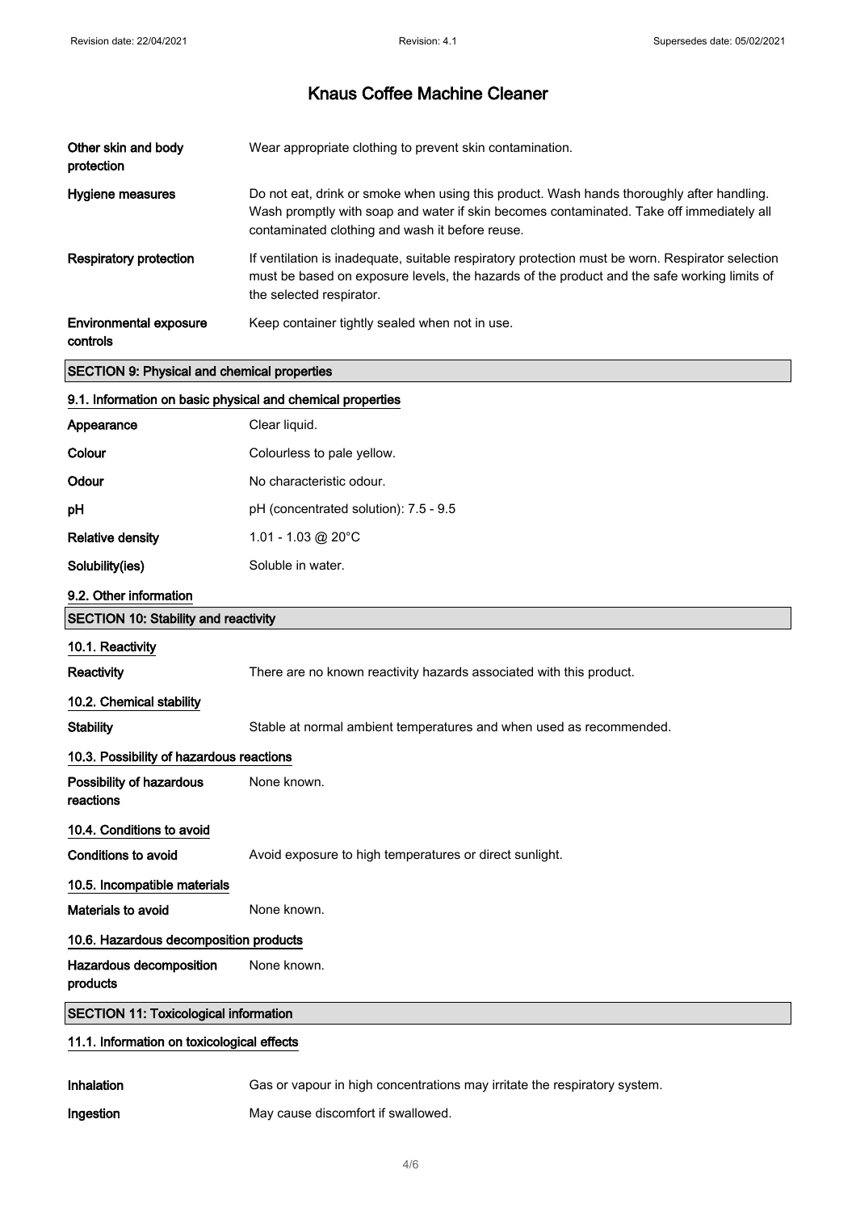| | |
|---|---|
| **Other skin and body protection** | Wear appropriate clothing to prevent skin contamination. |
| **Hygiene measures** | Do not eat, drink or smoke when using this product. Wash hands thoroughly after handling. Wash promptly with soap and water if skin becomes contaminated. Take off immediately all contaminated clothing and wash it before reuse. |
| **Respiratory protection** | If ventilation is inadequate, suitable respiratory protection must be worn. Respirator selection must be based on exposure levels, the hazards of the product and the safe working limits of the selected respirator. |
| **Environmental exposure controls** | Keep container tightly sealed when not in use. |

## SECTION 9: Physical and chemical properties

### 9.1. Information on basic physical and chemical properties

| | |
|---|---|
| **Appearance** | Clear liquid. |
| **Colour** | Colourless to pale yellow. |
| **Odour** | No characteristic odour. |
| **pH** | pH (concentrated solution): 7.5 - 9.5 |
| **Relative density** | 1.01 - 1.03 @ 20°C |
| **Solubility(ies)** | Soluble in water. |

### 9.2. Other information

## SECTION 10: Stability and reactivity

### 10.1. Reactivity

**Reactivity** There are no known reactivity hazards associated with this product.

### 10.2. Chemical stability

**Stability** Stable at normal ambient temperatures and when used as recommended.

### 10.3. Possibility of hazardous reactions

**Possibility of hazardous reactions** None known.

### 10.4. Conditions to avoid

**Conditions to avoid** Avoid exposure to high temperatures or direct sunlight.

### 10.5. Incompatible materials

**Materials to avoid** None known.

### 10.6. Hazardous decomposition products

**Hazardous decomposition products** None known.

## SECTION 11: Toxicological information

### 11.1. Information on toxicological effects

**Inhalation** Gas or vapour in high concentrations may irritate the respiratory system.

**Ingestion** May cause discomfort if swallowed.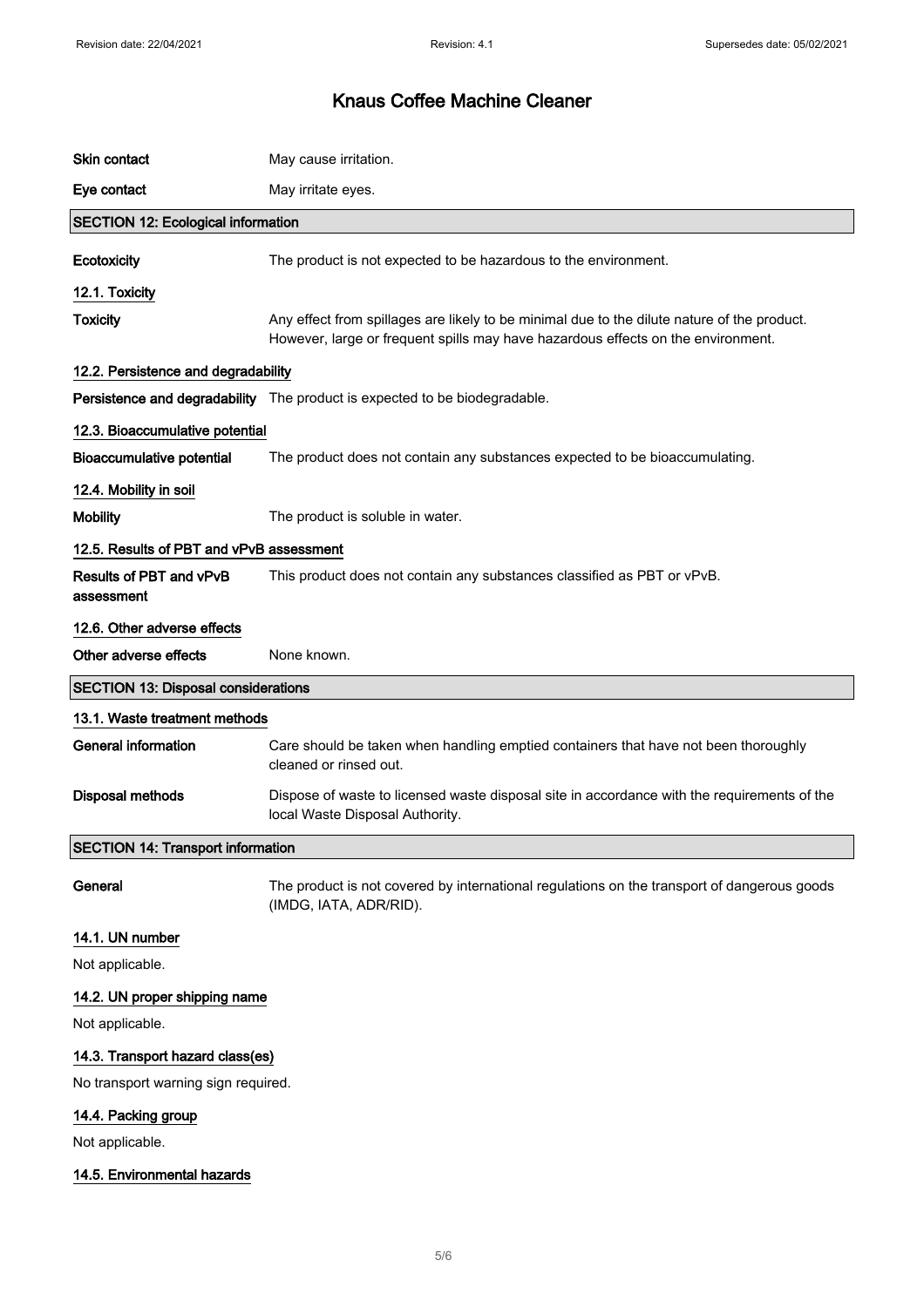| | |
|---|---|
| **Skin contact** | May cause irritation. |
| **Eye contact** | May irritate eyes. |

## SECTION 12: Ecological information

| | |
|---|---|
| **Ecotoxicity** | The product is not expected to be hazardous to the environment. |

### 12.1. Toxicity

| | |
|---|---|
| **Toxicity** | Any effect from spillages are likely to be minimal due to the dilute nature of the product. However, large or frequent spills may have hazardous effects on the environment. |

### 12.2. Persistence and degradability

| | |
|---|---|
| **Persistence and degradability** | The product is expected to be biodegradable. |

### 12.3. Bioaccumulative potential

| | |
|---|---|
| **Bioaccumulative potential** | The product does not contain any substances expected to be bioaccumulating. |

### 12.4. Mobility in soil

| | |
|---|---|
| **Mobility** | The product is soluble in water. |

### 12.5. Results of PBT and vPvB assessment

| | |
|---|---|
| **Results of PBT and vPvB assessment** | This product does not contain any substances classified as PBT or vPvB. |

### 12.6. Other adverse effects

| | |
|---|---|
| **Other adverse effects** | None known. |

## SECTION 13: Disposal considerations

### 13.1. Waste treatment methods

| | |
|---|---|
| **General information** | Care should be taken when handling emptied containers that have not been thoroughly cleaned or rinsed out. |
| **Disposal methods** | Dispose of waste to licensed waste disposal site in accordance with the requirements of the local Waste Disposal Authority. |

## SECTION 14: Transport information

| | |
|---|---|
| **General** | The product is not covered by international regulations on the transport of dangerous goods (IMDG, IATA, ADR/RID). |

### 14.1. UN number

Not applicable.

### 14.2. UN proper shipping name

Not applicable.

### 14.3. Transport hazard class(es)

No transport warning sign required.

### 14.4. Packing group

Not applicable.

### 14.5. Environmental hazards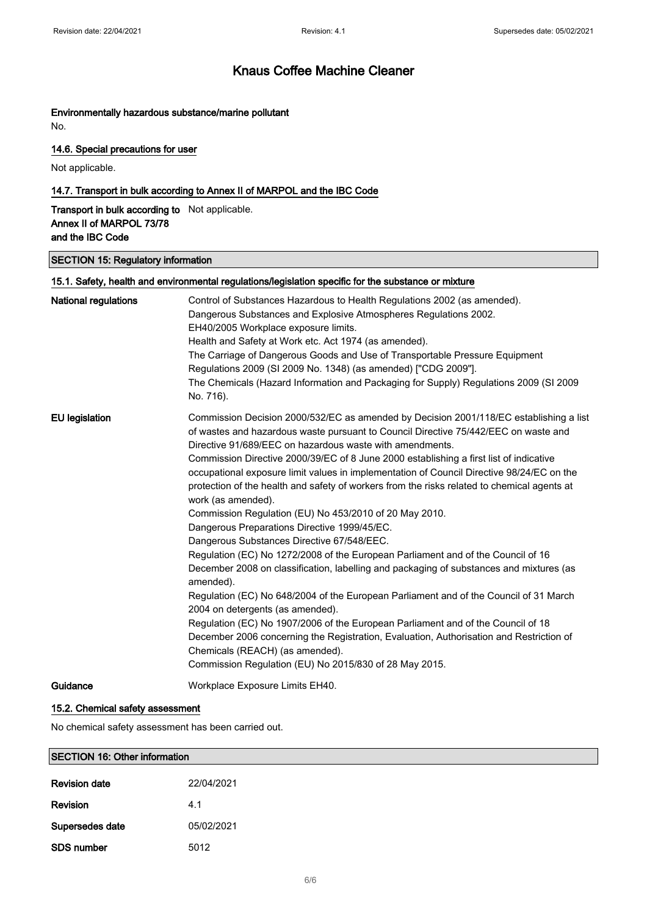**Environmentally hazardous substance/marine pollutant**

No.

**14.6. Special precautions for user**

Not applicable.

**14.7. Transport in bulk according to Annex II of MARPOL and the IBC Code**

| | |
|---|---|
| **Transport in bulk according to Annex II of MARPOL 73/78 and the IBC Code** | Not applicable. |

## SECTION 15: Regulatory information

**15.1. Safety, health and environmental regulations/legislation specific for the substance or mixture**

| | |
|---|---|
| **National regulations** | Control of Substances Hazardous to Health Regulations 2002 (as amended).<br>Dangerous Substances and Explosive Atmospheres Regulations 2002.<br>EH40/2005 Workplace exposure limits.<br>Health and Safety at Work etc. Act 1974 (as amended).<br>The Carriage of Dangerous Goods and Use of Transportable Pressure Equipment Regulations 2009 (SI 2009 No. 1348) (as amended) ["CDG 2009"].<br>The Chemicals (Hazard Information and Packaging for Supply) Regulations 2009 (SI 2009 No. 716). |
| **EU legislation** | Commission Decision 2000/532/EC as amended by Decision 2001/118/EC establishing a list of wastes and hazardous waste pursuant to Council Directive 75/442/EEC on waste and Directive 91/689/EEC on hazardous waste with amendments.<br>Commission Directive 2000/39/EC of 8 June 2000 establishing a first list of indicative occupational exposure limit values in implementation of Council Directive 98/24/EC on the protection of the health and safety of workers from the risks related to chemical agents at work (as amended).<br>Commission Regulation (EU) No 453/2010 of 20 May 2010.<br>Dangerous Preparations Directive 1999/45/EC.<br>Dangerous Substances Directive 67/548/EEC.<br>Regulation (EC) No 1272/2008 of the European Parliament and of the Council of 16 December 2008 on classification, labelling and packaging of substances and mixtures (as amended).<br>Regulation (EC) No 648/2004 of the European Parliament and of the Council of 31 March 2004 on detergents (as amended).<br>Regulation (EC) No 1907/2006 of the European Parliament and of the Council of 18 December 2006 concerning the Registration, Evaluation, Authorisation and Restriction of Chemicals (REACH) (as amended).<br>Commission Regulation (EU) No 2015/830 of 28 May 2015. |
| **Guidance** | Workplace Exposure Limits EH40. |

**15.2. Chemical safety assessment**

No chemical safety assessment has been carried out.

## SECTION 16: Other information

| | |
|---|---|
| **Revision date** | 22/04/2021 |
| **Revision** | 4.1 |
| **Supersedes date** | 05/02/2021 |
| **SDS number** | 5012 |